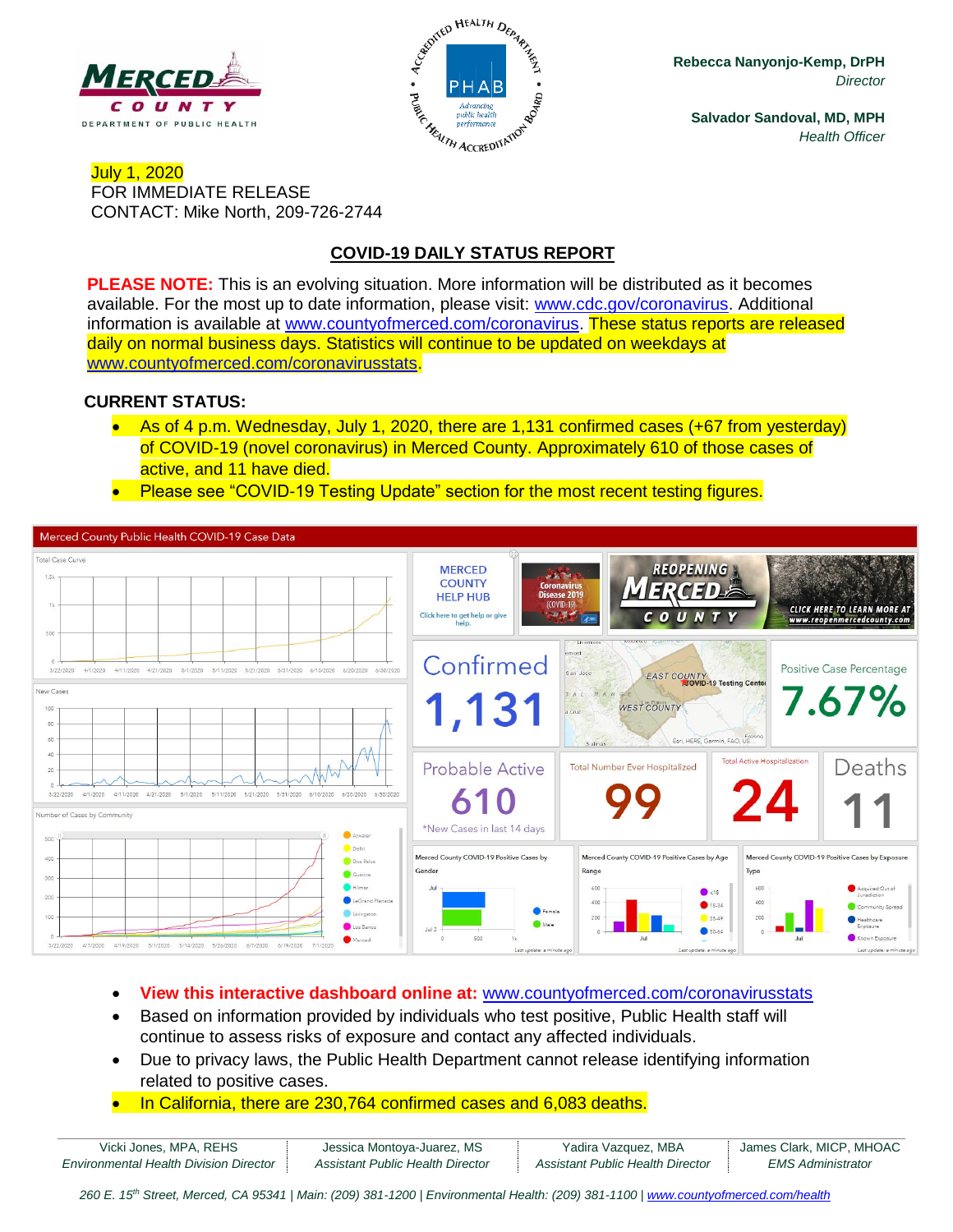MERCED COUNTY
DEPARTMENT OF PUBLIC HEALTH

**Rebecca Nanyonjo-Kemp, DrPH**
*Director*

**Salvador Sandoval, MD, MPH**
*Health Officer*

July 1, 2020
FOR IMMEDIATE RELEASE
CONTACT: Mike North, 209-726-2744

## COVID-19 DAILY STATUS REPORT

**PLEASE NOTE:** This is an evolving situation. More information will be distributed as it becomes available. For the most up to date information, please visit: www.cdc.gov/coronavirus. Additional information is available at www.countyofmerced.com/coronavirus. These status reports are released daily on normal business days. Statistics will continue to be updated on weekdays at www.countyofmerced.com/coronavirusstats.

### CURRENT STATUS:

- As of 4 p.m. Wednesday, July 1, 2020, there are 1,131 confirmed cases (+67 from yesterday) of COVID-19 (novel coronavirus) in Merced County. Approximately 610 of those cases of active, and 11 have died.
- Please see "COVID-19 Testing Update" section for the most recent testing figures.

Merced County Public Health COVID-19 Case Data

| Confirmed | Positive Case Percentage | Probable Active | Total Number Ever Hospitalized | Total Active Hospitalization | Deaths |
|---|---|---|---|---|---|
| 1,131 | 7.67% | 610 (*New Cases in last 14 days) | 99 | 24 | 11 |

- **View this interactive dashboard online at:** www.countyofmerced.com/coronavirusstats
- Based on information provided by individuals who test positive, Public Health staff will continue to assess risks of exposure and contact any affected individuals.
- Due to privacy laws, the Public Health Department cannot release identifying information related to positive cases.
- In California, there are 230,764 confirmed cases and 6,083 deaths.

| Vicki Jones, MPA, REHS | Jessica Montoya-Juarez, MS | Yadira Vazquez, MBA | James Clark, MICP, MHOAC |
|---|---|---|---|
| *Environmental Health Division Director* | *Assistant Public Health Director* | *Assistant Public Health Director* | *EMS Administrator* |

*260 E. 15th Street, Merced, CA 95341 | Main: (209) 381-1200 | Environmental Health: (209) 381-1100 | www.countyofmerced.com/health*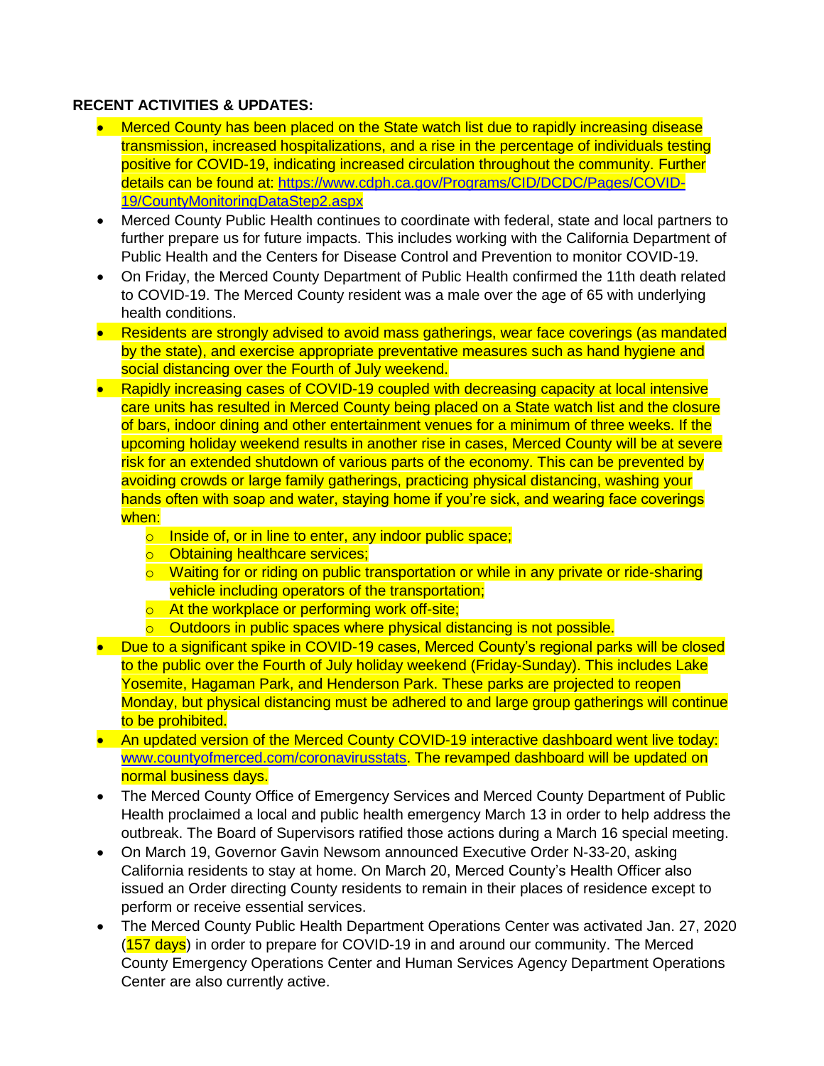**RECENT ACTIVITIES & UPDATES:**

- Merced County has been placed on the State watch list due to rapidly increasing disease transmission, increased hospitalizations, and a rise in the percentage of individuals testing positive for COVID-19, indicating increased circulation throughout the community. Further details can be found at: https://www.cdph.ca.gov/Programs/CID/DCDC/Pages/COVID-19/CountyMonitoringDataStep2.aspx
- Merced County Public Health continues to coordinate with federal, state and local partners to further prepare us for future impacts. This includes working with the California Department of Public Health and the Centers for Disease Control and Prevention to monitor COVID-19.
- On Friday, the Merced County Department of Public Health confirmed the 11th death related to COVID-19. The Merced County resident was a male over the age of 65 with underlying health conditions.
- Residents are strongly advised to avoid mass gatherings, wear face coverings (as mandated by the state), and exercise appropriate preventative measures such as hand hygiene and social distancing over the Fourth of July weekend.
- Rapidly increasing cases of COVID-19 coupled with decreasing capacity at local intensive care units has resulted in Merced County being placed on a State watch list and the closure of bars, indoor dining and other entertainment venues for a minimum of three weeks. If the upcoming holiday weekend results in another rise in cases, Merced County will be at severe risk for an extended shutdown of various parts of the economy. This can be prevented by avoiding crowds or large family gatherings, practicing physical distancing, washing your hands often with soap and water, staying home if you're sick, and wearing face coverings when:
  - Inside of, or in line to enter, any indoor public space;
  - Obtaining healthcare services;
  - Waiting for or riding on public transportation or while in any private or ride-sharing vehicle including operators of the transportation;
  - At the workplace or performing work off-site;
  - Outdoors in public spaces where physical distancing is not possible.
- Due to a significant spike in COVID-19 cases, Merced County's regional parks will be closed to the public over the Fourth of July holiday weekend (Friday-Sunday). This includes Lake Yosemite, Hagaman Park, and Henderson Park. These parks are projected to reopen Monday, but physical distancing must be adhered to and large group gatherings will continue to be prohibited.
- An updated version of the Merced County COVID-19 interactive dashboard went live today: www.countyofmerced.com/coronavirusstats. The revamped dashboard will be updated on normal business days.
- The Merced County Office of Emergency Services and Merced County Department of Public Health proclaimed a local and public health emergency March 13 in order to help address the outbreak. The Board of Supervisors ratified those actions during a March 16 special meeting.
- On March 19, Governor Gavin Newsom announced Executive Order N-33-20, asking California residents to stay at home. On March 20, Merced County's Health Officer also issued an Order directing County residents to remain in their places of residence except to perform or receive essential services.
- The Merced County Public Health Department Operations Center was activated Jan. 27, 2020 (157 days) in order to prepare for COVID-19 in and around our community. The Merced County Emergency Operations Center and Human Services Agency Department Operations Center are also currently active.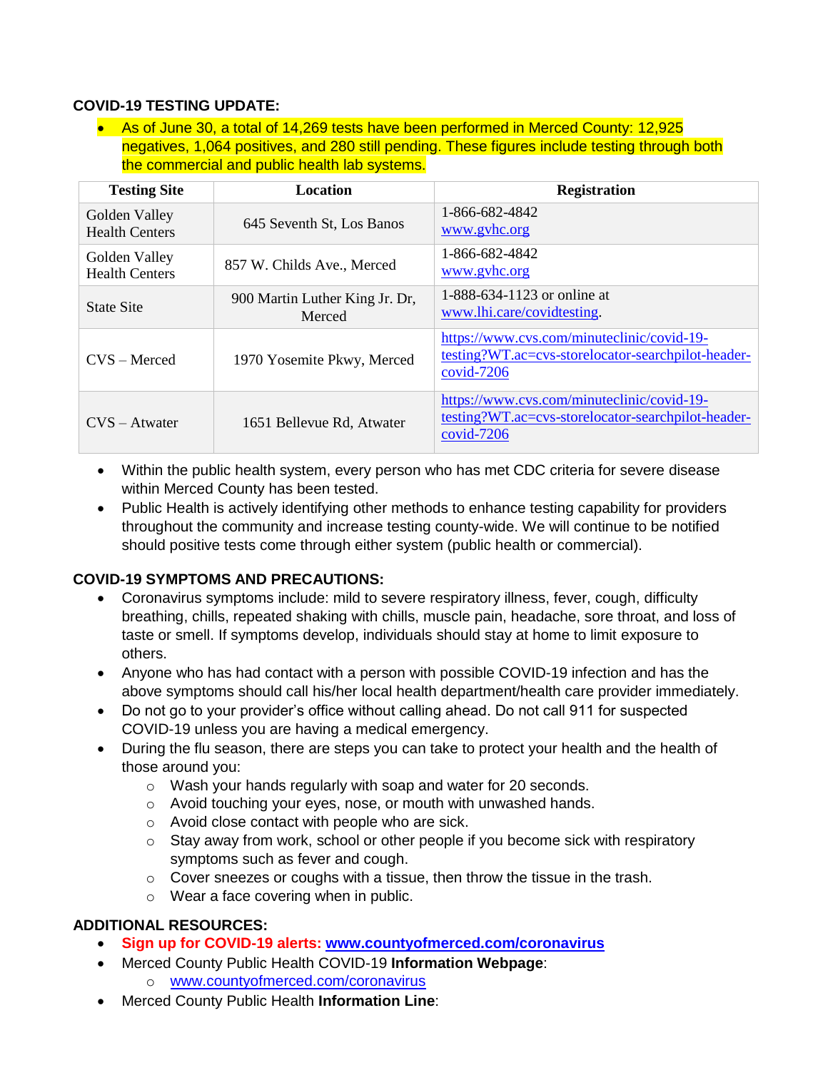**COVID-19 TESTING UPDATE:**

- As of June 30, a total of 14,269 tests have been performed in Merced County: 12,925 negatives, 1,064 positives, and 280 still pending. These figures include testing through both the commercial and public health lab systems.

| Testing Site | Location | Registration |
|---|---|---|
| Golden Valley Health Centers | 645 Seventh St, Los Banos | 1-866-682-4842 www.gvhc.org |
| Golden Valley Health Centers | 857 W. Childs Ave., Merced | 1-866-682-4842 www.gvhc.org |
| State Site | 900 Martin Luther King Jr. Dr, Merced | 1-888-634-1123 or online at www.lhi.care/covidtesting. |
| CVS – Merced | 1970 Yosemite Pkwy, Merced | https://www.cvs.com/minuteclinic/covid-19-testing?WT.ac=cvs-storelocator-searchpilot-header-covid-7206 |
| CVS – Atwater | 1651 Bellevue Rd, Atwater | https://www.cvs.com/minuteclinic/covid-19-testing?WT.ac=cvs-storelocator-searchpilot-header-covid-7206 |

- Within the public health system, every person who has met CDC criteria for severe disease within Merced County has been tested.
- Public Health is actively identifying other methods to enhance testing capability for providers throughout the community and increase testing county-wide. We will continue to be notified should positive tests come through either system (public health or commercial).

**COVID-19 SYMPTOMS AND PRECAUTIONS:**

- Coronavirus symptoms include: mild to severe respiratory illness, fever, cough, difficulty breathing, chills, repeated shaking with chills, muscle pain, headache, sore throat, and loss of taste or smell. If symptoms develop, individuals should stay at home to limit exposure to others.
- Anyone who has had contact with a person with possible COVID-19 infection and has the above symptoms should call his/her local health department/health care provider immediately.
- Do not go to your provider's office without calling ahead. Do not call 911 for suspected COVID-19 unless you are having a medical emergency.
- During the flu season, there are steps you can take to protect your health and the health of those around you:
  - Wash your hands regularly with soap and water for 20 seconds.
  - Avoid touching your eyes, nose, or mouth with unwashed hands.
  - Avoid close contact with people who are sick.
  - Stay away from work, school or other people if you become sick with respiratory symptoms such as fever and cough.
  - Cover sneezes or coughs with a tissue, then throw the tissue in the trash.
  - Wear a face covering when in public.

**ADDITIONAL RESOURCES:**

- **Sign up for COVID-19 alerts: www.countyofmerced.com/coronavirus**
- Merced County Public Health COVID-19 **Information Webpage**:
  - www.countyofmerced.com/coronavirus
- Merced County Public Health **Information Line**: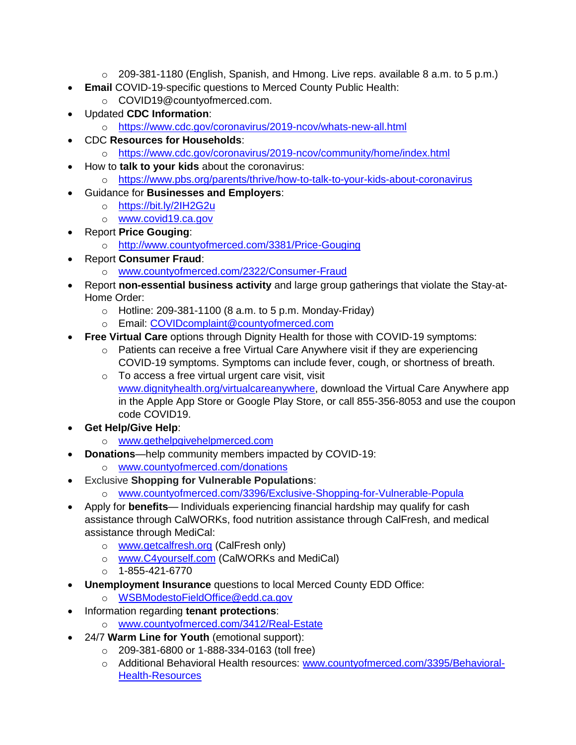- 209-381-1180 (English, Spanish, and Hmong. Live reps. available 8 a.m. to 5 p.m.)
- **Email** COVID-19-specific questions to Merced County Public Health:
    - COVID19@countyofmerced.com.
- Updated **CDC Information**:
    - https://www.cdc.gov/coronavirus/2019-ncov/whats-new-all.html
- CDC **Resources for Households**:
    - https://www.cdc.gov/coronavirus/2019-ncov/community/home/index.html
- How to **talk to your kids** about the coronavirus:
    - https://www.pbs.org/parents/thrive/how-to-talk-to-your-kids-about-coronavirus
- Guidance for **Businesses and Employers**:
    - https://bit.ly/2IH2G2u
    - www.covid19.ca.gov
- Report **Price Gouging**:
    - http://www.countyofmerced.com/3381/Price-Gouging
- Report **Consumer Fraud**:
    - www.countyofmerced.com/2322/Consumer-Fraud
- Report **non-essential business activity** and large group gatherings that violate the Stay-at-Home Order:
    - Hotline: 209-381-1100 (8 a.m. to 5 p.m. Monday-Friday)
    - Email: COVIDcomplaint@countyofmerced.com
- **Free Virtual Care** options through Dignity Health for those with COVID-19 symptoms:
    - Patients can receive a free Virtual Care Anywhere visit if they are experiencing COVID-19 symptoms. Symptoms can include fever, cough, or shortness of breath.
    - To access a free virtual urgent care visit, visit www.dignityhealth.org/virtualcareanywhere, download the Virtual Care Anywhere app in the Apple App Store or Google Play Store, or call 855-356-8053 and use the coupon code COVID19.
- **Get Help/Give Help**:
    - www.gethelpgivehelpmerced.com
- **Donations**—help community members impacted by COVID-19:
    - www.countyofmerced.com/donations
- Exclusive **Shopping for Vulnerable Populations**:
    - www.countyofmerced.com/3396/Exclusive-Shopping-for-Vulnerable-Popula
- Apply for **benefits**— Individuals experiencing financial hardship may qualify for cash assistance through CalWORKs, food nutrition assistance through CalFresh, and medical assistance through MediCal:
    - www.getcalfresh.org (CalFresh only)
    - www.C4yourself.com (CalWORKs and MediCal)
    - 1-855-421-6770
- **Unemployment Insurance** questions to local Merced County EDD Office:
    - WSBModestoFieldOffice@edd.ca.gov
- Information regarding **tenant protections**:
    - www.countyofmerced.com/3412/Real-Estate
- 24/7 **Warm Line for Youth** (emotional support):
    - 209-381-6800 or 1-888-334-0163 (toll free)
    - Additional Behavioral Health resources: www.countyofmerced.com/3395/Behavioral-Health-Resources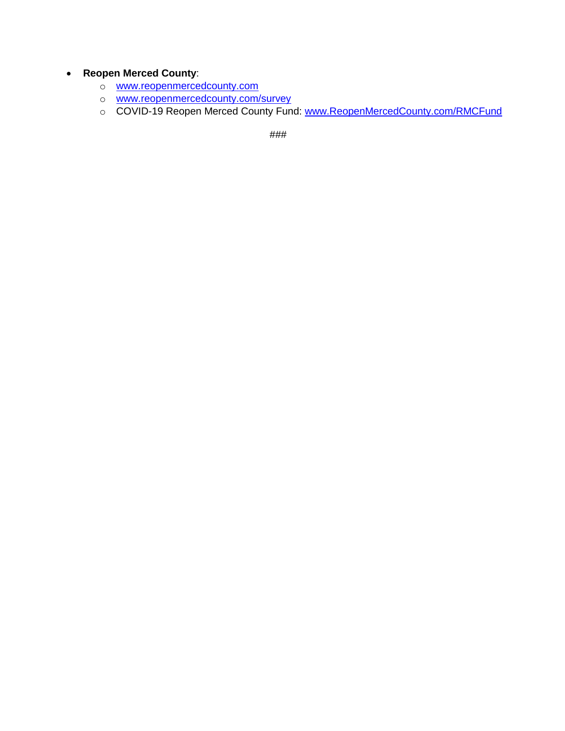- **Reopen Merced County**:
    - www.reopenmercedcounty.com
    - www.reopenmercedcounty.com/survey
    - COVID-19 Reopen Merced County Fund: www.ReopenMercedCounty.com/RMCFund

###